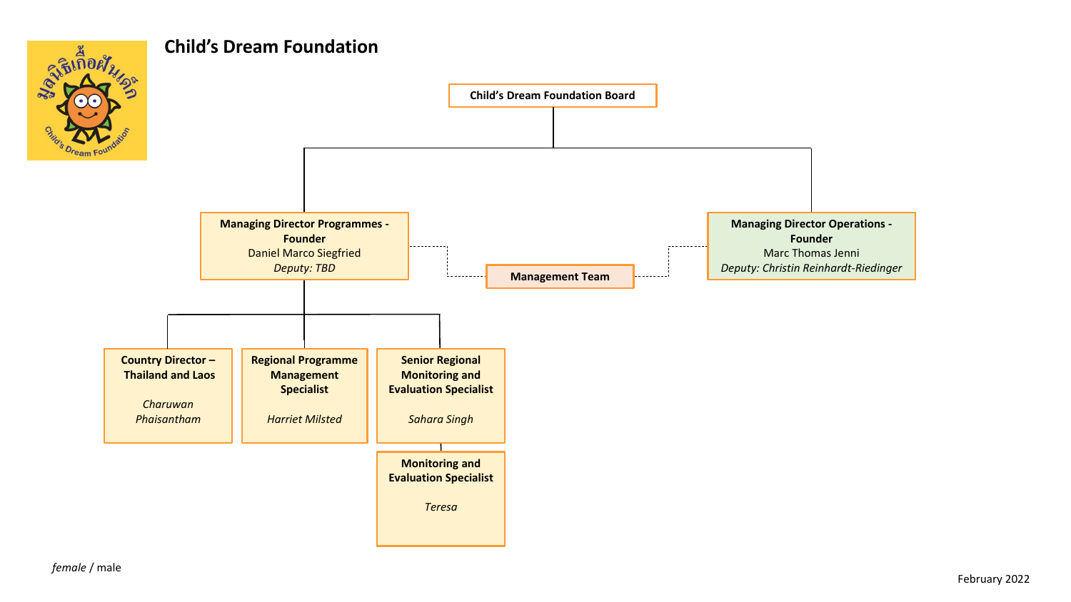# Child's Dream Foundation

**Child's Dream Foundation Board**

**Managing Director Programmes - Founder**
Daniel Marco Siegfried
*Deputy: TBD*

**Management Team**

**Managing Director Operations - Founder**
Marc Thomas Jenni
*Deputy: Christin Reinhardt-Riedinger*

**Country Director – Thailand and Laos**
*Charuwan Phaisantham*

**Regional Programme Management Specialist**
*Harriet Milsted*

**Senior Regional Monitoring and Evaluation Specialist**
*Sahara Singh*

**Monitoring and Evaluation Specialist**
*Teresa*

*female* / male

February 2022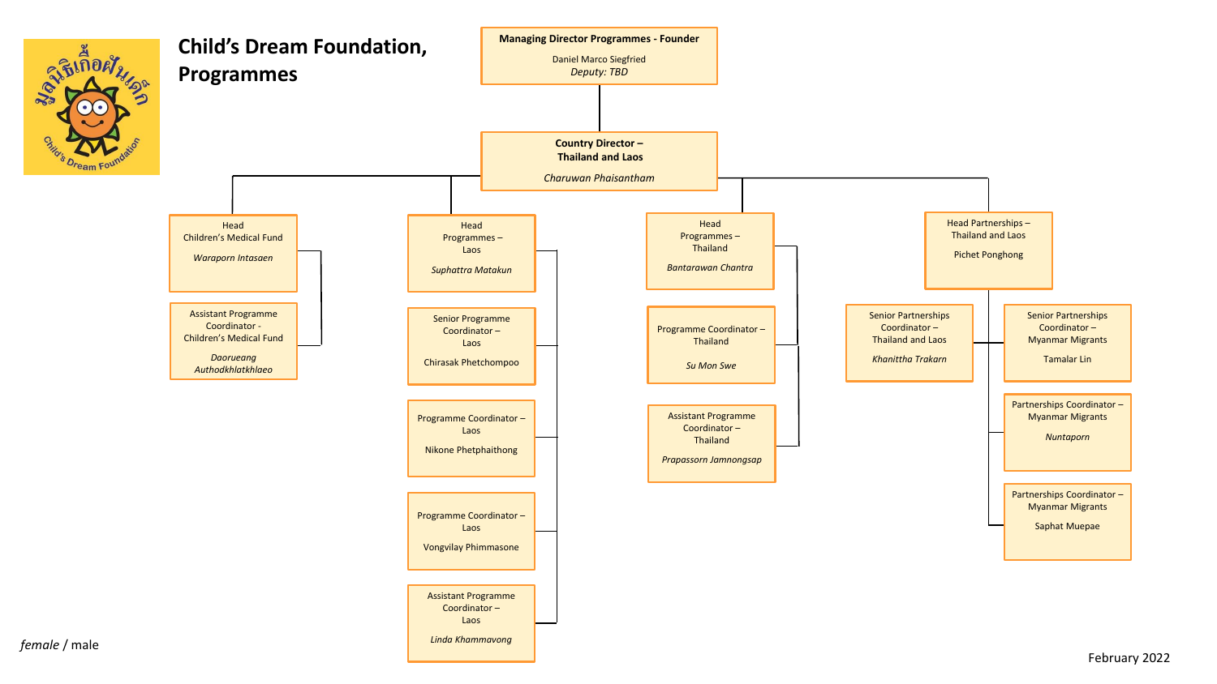# Child's Dream Foundation, Programmes

**Managing Director Programmes - Founder**
Daniel Marco Siegfried
*Deputy: TBD*

**Country Director – Thailand and Laos**
*Charuwan Phaisantham*

- Head Children's Medical Fund
  *Waraporn Intasaen*
  - Assistant Programme Coordinator - Children's Medical Fund
    *Daorueang Authodkhlatkhlaeo*

- Head Programmes – Laos
  *Suphattra Matakun*
  - Senior Programme Coordinator – Laos
    Chirasak Phetchompoo
  - Programme Coordinator – Laos
    Nikone Phetphaithong
  - Programme Coordinator – Laos
    Vongvilay Phimmasone
  - Assistant Programme Coordinator – Laos
    *Linda Khammavong*

- Head Programmes – Thailand
  *Bantarawan Chantra*
  - Programme Coordinator – Thailand
    *Su Mon Swe*
  - Assistant Programme Coordinator – Thailand
    *Prapassorn Jamnongsap*

- Head Partnerships – Thailand and Laos
  Pichet Ponghong
  - Senior Partnerships Coordinator – Thailand and Laos
    *Khanittha Trakarn*
  - Senior Partnerships Coordinator – Myanmar Migrants
    Tamalar Lin
  - Partnerships Coordinator – Myanmar Migrants
    *Nuntaporn*
  - Partnerships Coordinator – Myanmar Migrants
    Saphat Muepae

*female* / male

February 2022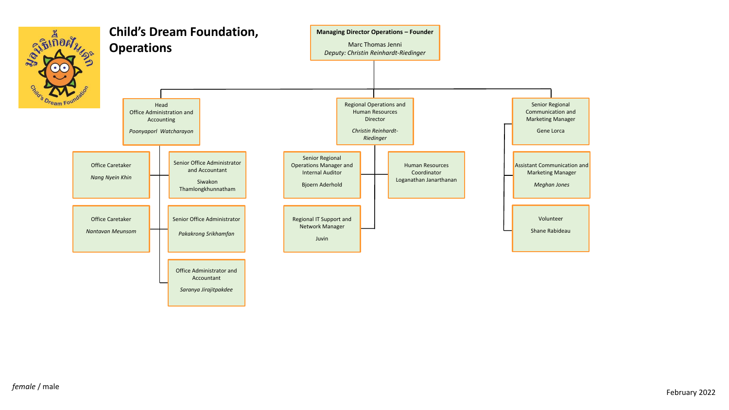# Child's Dream Foundation, Operations

**Managing Director Operations – Founder**

Marc Thomas Jenni

*Deputy: Christin Reinhardt-Riedinger*

---

Head Office Administration and Accounting

*Poonyaporl Watcharayon*

- Office Caretaker – *Nang Nyein Khin*
- Senior Office Administrator and Accountant – Siwakon Thamlongkhunnatham
- Office Caretaker – *Nantavan Meunsom*
- Senior Office Administrator – *Pakakrong Srikhamfan*
- Office Administrator and Accountant – *Saranya Jirajitpakdee*

---

Regional Operations and Human Resources Director

*Christin Reinhardt-Riedinger*

- Senior Regional Operations Manager and Internal Auditor – Bjoern Aderhold
- Human Resources Coordinator – Loganathan Janarthanan
- Regional IT Support and Network Manager – Juvin

---

Senior Regional Communication and Marketing Manager

Gene Lorca

- Assistant Communication and Marketing Manager – *Meghan Jones*
- Volunteer – Shane Rabideau

---

*female* / male

February 2022